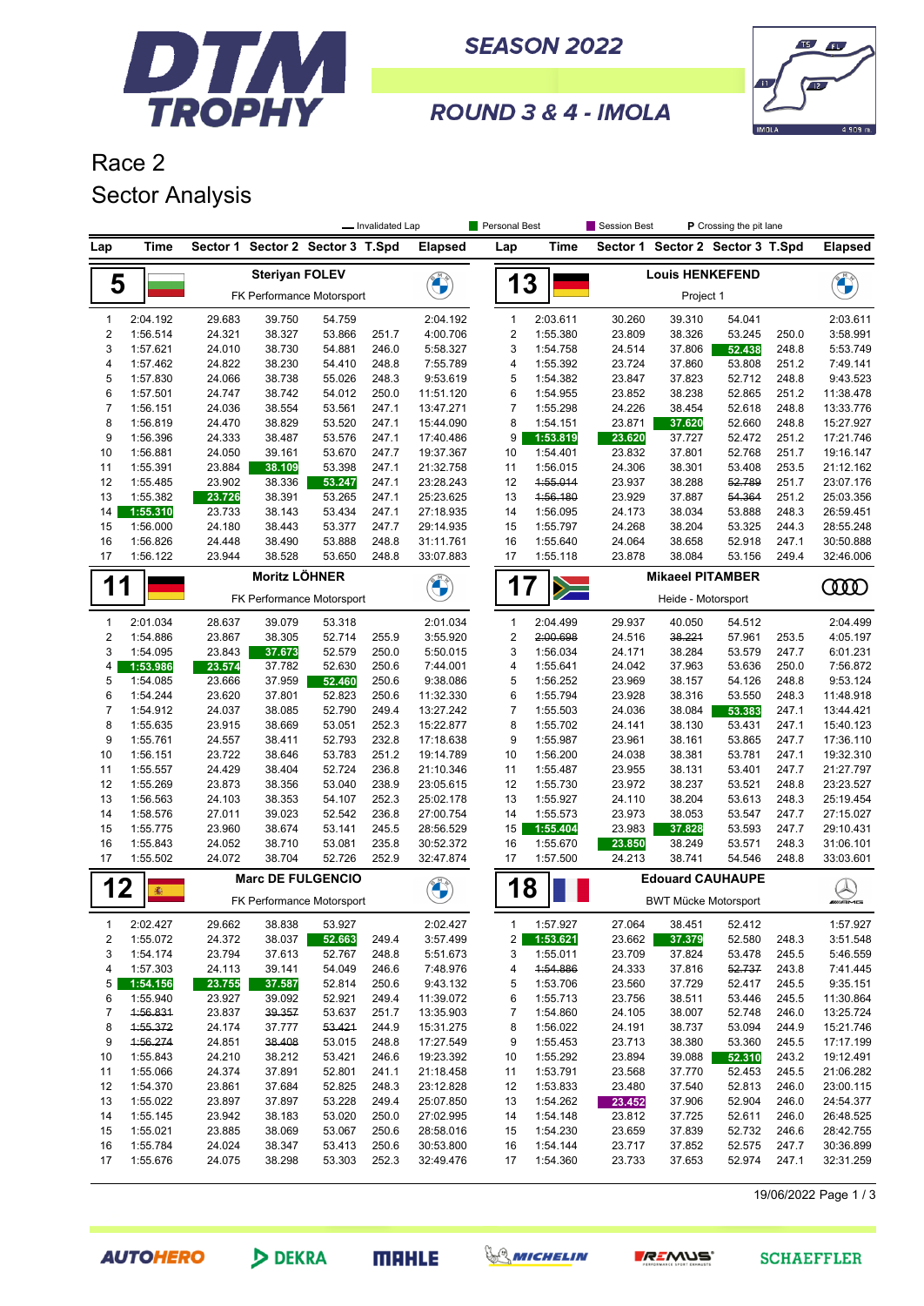# DTM TROPHY

## SEASON 2022

## ROUND 3 & 4 - IMOLA

# Race 2
## Sector Analysis

Legend: Invalidated Lap (strikethrough) | Personal Best | Session Best | P Crossing the pit lane

### 5 — Steriyan FOLEV — FK Performance Motorsport

| Lap | Time | Sector 1 | Sector 2 | Sector 3 | T.Spd | Elapsed |
|---|---|---|---|---|---|---|
| 1 | 2:04.192 | 29.683 | 39.750 | 54.759 | | 2:04.192 |
| 2 | 1:56.514 | 24.321 | 38.327 | 53.866 | 251.7 | 4:00.706 |
| 3 | 1:57.621 | 24.010 | 38.730 | 54.881 | 246.0 | 5:58.327 |
| 4 | 1:57.462 | 24.822 | 38.230 | 54.410 | 248.8 | 7:55.789 |
| 5 | 1:57.830 | 24.066 | 38.738 | 55.026 | 248.3 | 9:53.619 |
| 6 | 1:57.501 | 24.747 | 38.742 | 54.012 | 250.0 | 11:51.120 |
| 7 | 1:56.151 | 24.036 | 38.554 | 53.561 | 247.1 | 13:47.271 |
| 8 | 1:56.819 | 24.470 | 38.829 | 53.520 | 247.1 | 15:44.090 |
| 9 | 1:56.396 | 24.333 | 38.487 | 53.576 | 247.1 | 17:40.486 |
| 10 | 1:56.881 | 24.050 | 39.161 | 53.670 | 247.7 | 19:37.367 |
| 11 | 1:55.391 | 23.884 | 38.109 | 53.398 | 247.1 | 21:32.758 |
| 12 | 1:55.485 | 23.902 | 38.336 | 53.247 | 247.1 | 23:28.243 |
| 13 | 1:55.382 | 23.726 | 38.391 | 53.265 | 247.1 | 25:23.625 |
| 14 | 1:55.310 | 23.733 | 38.143 | 53.434 | 247.1 | 27:18.935 |
| 15 | 1:56.000 | 24.180 | 38.443 | 53.377 | 247.7 | 29:14.935 |
| 16 | 1:56.826 | 24.448 | 38.490 | 53.888 | 248.8 | 31:11.761 |
| 17 | 1:56.122 | 23.944 | 38.528 | 53.650 | 248.8 | 33:07.883 |

### 13 — Louis HENKEFEND — Project 1

| Lap | Time | Sector 1 | Sector 2 | Sector 3 | T.Spd | Elapsed |
|---|---|---|---|---|---|---|
| 1 | 2:03.611 | 30.260 | 39.310 | 54.041 | | 2:03.611 |
| 2 | 1:55.380 | 23.809 | 38.326 | 53.245 | 250.0 | 3:58.991 |
| 3 | 1:55.158 | 24.514 | 37.806 | 52.438 | 248.8 | 5:53.749 |
| 4 | 1:55.392 | 23.724 | 37.860 | 53.808 | 251.2 | 7:49.141 |
| 5 | 1:54.382 | 23.847 | 37.823 | 52.712 | 248.8 | 9:43.523 |
| 6 | 1:54.955 | 23.852 | 38.238 | 52.865 | 251.2 | 11:38.478 |
| 7 | 1:55.298 | 24.226 | 38.454 | 52.618 | 248.8 | 13:33.776 |
| 8 | 1:54.151 | 23.871 | 37.620 | 52.660 | 248.8 | 15:27.927 |
| 9 | 1:53.819 | 23.620 | 37.727 | 52.472 | 251.2 | 17:21.746 |
| 10 | 1:54.401 | 23.832 | 37.801 | 52.768 | 251.7 | 19:16.147 |
| 11 | 1:56.015 | 24.306 | 38.301 | 53.408 | 253.5 | 21:12.162 |
| 12 | ~~1:55.014~~ | 23.937 | 38.288 | ~~52.789~~ | 251.7 | 23:07.176 |
| 13 | ~~1:56.180~~ | 23.929 | 37.887 | ~~54.364~~ | 251.2 | 25:03.356 |
| 14 | 1:56.095 | 24.173 | 38.034 | 53.888 | 248.3 | 26:59.451 |
| 15 | 1:55.797 | 24.268 | 38.204 | 53.325 | 244.3 | 28:55.248 |
| 16 | 1:55.640 | 24.064 | 38.658 | 52.918 | 247.1 | 30:50.888 |
| 17 | 1:55.118 | 23.878 | 38.084 | 53.156 | 249.4 | 32:46.006 |

### 11 — Moritz LÖHNER — FK Performance Motorsport

| Lap | Time | Sector 1 | Sector 2 | Sector 3 | T.Spd | Elapsed |
|---|---|---|---|---|---|---|
| 1 | 2:01.034 | 28.637 | 39.079 | 53.318 | | 2:01.034 |
| 2 | 1:54.886 | 23.867 | 38.305 | 52.714 | 255.9 | 3:55.920 |
| 3 | 1:54.095 | 23.843 | 37.673 | 52.579 | 250.0 | 5:50.015 |
| 4 | 1:53.986 | 23.574 | 37.782 | 52.630 | 250.6 | 7:44.001 |
| 5 | 1:54.085 | 23.666 | 37.959 | 52.460 | 250.6 | 9:38.086 |
| 6 | 1:54.244 | 23.620 | 37.801 | 52.823 | 250.6 | 11:32.330 |
| 7 | 1:54.912 | 24.037 | 38.085 | 52.790 | 249.4 | 13:27.242 |
| 8 | 1:55.635 | 23.915 | 38.669 | 53.051 | 252.3 | 15:22.877 |
| 9 | 1:55.761 | 24.557 | 38.411 | 52.793 | 232.8 | 17:18.638 |
| 10 | 1:56.151 | 23.722 | 38.646 | 53.783 | 251.2 | 19:14.789 |
| 11 | 1:55.557 | 24.429 | 38.404 | 52.724 | 236.8 | 21:10.346 |
| 12 | 1:55.269 | 23.873 | 38.356 | 53.040 | 238.9 | 23:05.615 |
| 13 | 1:56.563 | 24.103 | 38.353 | 54.107 | 252.3 | 25:02.178 |
| 14 | 1:58.576 | 27.011 | 39.023 | 52.542 | 236.8 | 27:00.754 |
| 15 | 1:55.775 | 23.960 | 38.674 | 53.141 | 245.5 | 28:56.529 |
| 16 | 1:55.843 | 24.052 | 38.710 | 53.081 | 235.8 | 30:52.372 |
| 17 | 1:55.502 | 24.072 | 38.704 | 52.726 | 252.9 | 32:47.874 |

### 17 — Mikaeel PITAMBER — Heide - Motorsport

| Lap | Time | Sector 1 | Sector 2 | Sector 3 | T.Spd | Elapsed |
|---|---|---|---|---|---|---|
| 1 | 2:04.499 | 29.937 | 40.050 | 54.512 | | 2:04.499 |
| 2 | ~~2:00.698~~ | 24.516 | ~~38.221~~ | 57.961 | 253.5 | 4:05.197 |
| 3 | 1:56.034 | 24.171 | 38.284 | 53.579 | 247.7 | 6:01.231 |
| 4 | 1:55.641 | 24.042 | 37.963 | 53.636 | 250.0 | 7:56.872 |
| 5 | 1:56.252 | 23.969 | 38.157 | 54.126 | 248.8 | 9:53.124 |
| 6 | 1:55.794 | 23.928 | 38.316 | 53.550 | 248.3 | 11:48.918 |
| 7 | 1:55.503 | 24.036 | 38.084 | 53.383 | 247.1 | 13:44.421 |
| 8 | 1:55.702 | 24.141 | 38.130 | 53.431 | 247.1 | 15:40.123 |
| 9 | 1:55.987 | 23.961 | 38.161 | 53.865 | 247.7 | 17:36.110 |
| 10 | 1:56.200 | 24.038 | 38.381 | 53.781 | 247.1 | 19:32.310 |
| 11 | 1:55.487 | 23.955 | 38.131 | 53.401 | 247.7 | 21:27.797 |
| 12 | 1:55.730 | 23.972 | 38.237 | 53.521 | 248.8 | 23:23.527 |
| 13 | 1:55.927 | 24.110 | 38.204 | 53.613 | 248.3 | 25:19.454 |
| 14 | 1:55.573 | 23.973 | 38.053 | 53.547 | 247.7 | 27:15.027 |
| 15 | 1:55.404 | 23.983 | 37.828 | 53.593 | 247.7 | 29:10.431 |
| 16 | 1:55.670 | 23.850 | 38.249 | 53.571 | 248.3 | 31:06.101 |
| 17 | 1:57.500 | 24.213 | 38.741 | 54.546 | 248.8 | 33:03.601 |

### 12 — Marc DE FULGENCIO — FK Performance Motorsport

| Lap | Time | Sector 1 | Sector 2 | Sector 3 | T.Spd | Elapsed |
|---|---|---|---|---|---|---|
| 1 | 2:02.427 | 29.662 | 38.838 | 53.927 | | 2:02.427 |
| 2 | 1:55.072 | 24.372 | 38.037 | 52.663 | 249.4 | 3:57.499 |
| 3 | 1:54.174 | 23.794 | 37.613 | 52.767 | 248.8 | 5:51.673 |
| 4 | 1:57.303 | 24.113 | 39.141 | 54.049 | 246.6 | 7:48.976 |
| 5 | 1:54.156 | 23.755 | 37.587 | 52.814 | 250.6 | 9:43.132 |
| 6 | 1:55.940 | 23.927 | 39.092 | 52.921 | 249.4 | 11:39.072 |
| 7 | ~~1:56.831~~ | 23.837 | ~~39.357~~ | 53.637 | 251.7 | 13:35.903 |
| 8 | ~~1:55.372~~ | 24.174 | 37.777 | ~~53.421~~ | 244.9 | 15:31.275 |
| 9 | ~~1:56.274~~ | 24.851 | ~~38.408~~ | 53.015 | 248.8 | 17:27.549 |
| 10 | 1:55.843 | 24.210 | 38.212 | 53.421 | 246.6 | 19:23.392 |
| 11 | 1:55.066 | 24.374 | 37.891 | 52.801 | 241.1 | 21:18.458 |
| 12 | 1:54.370 | 23.861 | 37.684 | 52.825 | 248.3 | 23:12.828 |
| 13 | 1:55.022 | 23.897 | 37.897 | 53.228 | 249.4 | 25:07.850 |
| 14 | 1:55.145 | 23.942 | 38.183 | 53.020 | 250.0 | 27:02.995 |
| 15 | 1:55.021 | 23.885 | 38.069 | 53.067 | 250.6 | 28:58.016 |
| 16 | 1:55.784 | 24.024 | 38.347 | 53.413 | 250.6 | 30:53.800 |
| 17 | 1:55.676 | 24.075 | 38.298 | 53.303 | 252.3 | 32:49.476 |

### 18 — Edouard CAUHAUPE — BWT Mücke Motorsport

| Lap | Time | Sector 1 | Sector 2 | Sector 3 | T.Spd | Elapsed |
|---|---|---|---|---|---|---|
| 1 | 1:57.927 | 27.064 | 38.451 | 52.412 | | 1:57.927 |
| 2 | 1:53.621 | 23.662 | 37.379 | 52.580 | 248.3 | 3:51.548 |
| 3 | 1:55.011 | 23.709 | 37.824 | 53.478 | 245.5 | 5:46.559 |
| 4 | ~~1:54.886~~ | 24.333 | 37.816 | ~~52.737~~ | 243.8 | 7:41.445 |
| 5 | 1:53.706 | 23.560 | 37.729 | 52.417 | 245.5 | 9:35.151 |
| 6 | 1:55.713 | 23.756 | 38.511 | 53.446 | 245.5 | 11:30.864 |
| 7 | 1:54.860 | 24.105 | 38.007 | 52.748 | 246.0 | 13:25.724 |
| 8 | 1:56.022 | 24.191 | 38.737 | 53.094 | 244.9 | 15:21.746 |
| 9 | 1:55.453 | 23.713 | 38.380 | 53.360 | 245.5 | 17:17.199 |
| 10 | 1:55.292 | 23.894 | 39.088 | 52.310 | 243.2 | 19:12.491 |
| 11 | 1:53.791 | 23.568 | 37.770 | 52.453 | 245.5 | 21:06.282 |
| 12 | 1:53.833 | 23.480 | 37.540 | 52.813 | 246.0 | 23:00.115 |
| 13 | 1:54.262 | 23.452 | 37.906 | 52.904 | 246.0 | 24:54.377 |
| 14 | 1:54.148 | 23.812 | 37.725 | 52.611 | 246.0 | 26:48.525 |
| 15 | 1:54.230 | 23.659 | 37.839 | 52.732 | 246.0 | 28:42.755 |
| 16 | 1:54.144 | 23.717 | 37.852 | 52.575 | 247.7 | 30:36.899 |
| 17 | 1:54.360 | 23.733 | 37.653 | 52.974 | 247.1 | 32:31.259 |

19/06/2022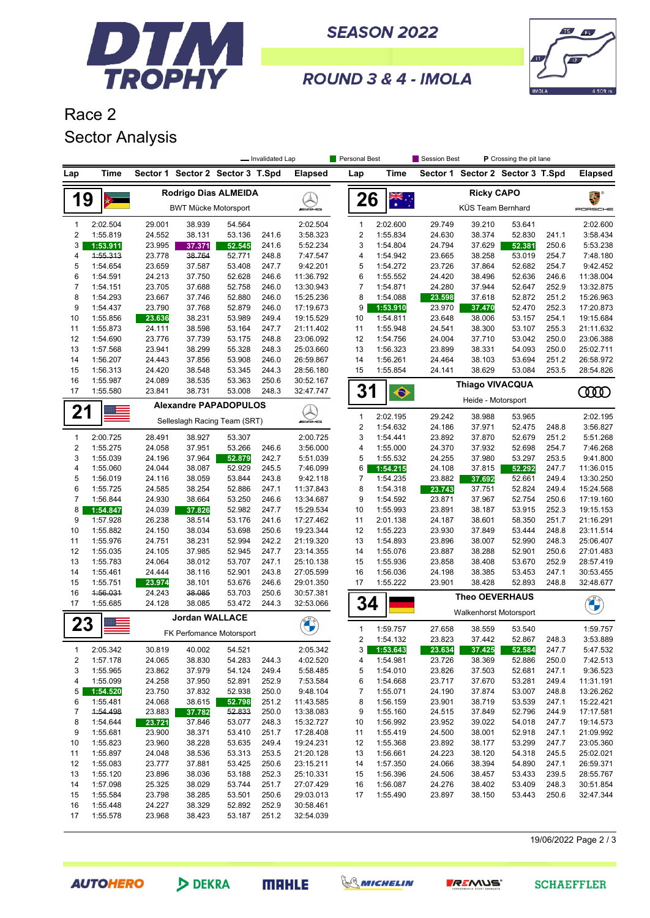# DTM TROPHY

**SEASON 2022**

**ROUND 3 & 4 - IMOLA**

## Race 2
## Sector Analysis

— Invalidated Lap | Personal Best | Session Best | P Crossing the pit lane

### 19 — Rodrigo Dias ALMEIDA — BWT Mücke Motorsport

| Lap | Time | Sector 1 | Sector 2 | Sector 3 | T.Spd | Elapsed |
|---|---|---|---|---|---|---|
| 1 | 2:02.504 | 29.001 | 38.939 | 54.564 | | 2:02.504 |
| 2 | 1:55.819 | 24.552 | 38.131 | 53.136 | 241.6 | 3:58.323 |
| 3 | 1:53.911 | 23.995 | 37.371 | 52.545 | 241.6 | 5:52.234 |
| 4 | ~~1:55.313~~ | 23.778 | ~~38.764~~ | 52.771 | 248.8 | 7:47.547 |
| 5 | 1:54.654 | 23.659 | 37.587 | 53.408 | 247.7 | 9:42.201 |
| 6 | 1:54.591 | 24.213 | 37.750 | 52.628 | 246.6 | 11:36.792 |
| 7 | 1:54.151 | 23.705 | 37.688 | 52.758 | 246.0 | 13:30.943 |
| 8 | 1:54.293 | 23.667 | 37.746 | 52.880 | 246.0 | 15:25.236 |
| 9 | 1:54.437 | 23.790 | 37.768 | 52.879 | 246.0 | 17:19.673 |
| 10 | 1:55.856 | 23.636 | 38.231 | 53.989 | 249.4 | 19:15.529 |
| 11 | 1:55.873 | 24.111 | 38.598 | 53.164 | 247.7 | 21:11.402 |
| 12 | 1:54.690 | 23.776 | 37.739 | 53.175 | 248.8 | 23:06.092 |
| 13 | 1:57.568 | 23.941 | 38.299 | 55.328 | 248.3 | 25:03.660 |
| 14 | 1:56.207 | 24.443 | 37.856 | 53.908 | 246.0 | 26:59.867 |
| 15 | 1:56.313 | 24.420 | 38.548 | 53.345 | 244.3 | 28:56.180 |
| 16 | 1:55.987 | 24.089 | 38.535 | 53.363 | 250.6 | 30:52.167 |
| 17 | 1:55.580 | 23.841 | 38.731 | 53.008 | 248.3 | 32:47.747 |

### 21 — Alexandre PAPADOPULOS — Selleslagh Racing Team (SRT)

| Lap | Time | Sector 1 | Sector 2 | Sector 3 | T.Spd | Elapsed |
|---|---|---|---|---|---|---|
| 1 | 2:00.725 | 28.491 | 38.927 | 53.307 | | 2:00.725 |
| 2 | 1:55.275 | 24.058 | 37.951 | 53.266 | 246.6 | 3:56.000 |
| 3 | 1:55.039 | 24.196 | 37.964 | 52.879 | 242.7 | 5:51.039 |
| 4 | 1:55.060 | 24.044 | 38.087 | 52.929 | 245.5 | 7:46.099 |
| 5 | 1:56.019 | 24.116 | 38.059 | 53.844 | 243.8 | 9:42.118 |
| 6 | 1:55.725 | 24.585 | 38.254 | 52.886 | 247.1 | 11:37.843 |
| 7 | 1:56.844 | 24.930 | 38.664 | 53.250 | 246.6 | 13:34.687 |
| 8 | 1:54.847 | 24.039 | 37.826 | 52.982 | 247.7 | 15:29.534 |
| 9 | 1:57.928 | 26.238 | 38.514 | 53.176 | 241.6 | 17:27.462 |
| 10 | 1:55.882 | 24.150 | 38.034 | 53.698 | 250.6 | 19:23.344 |
| 11 | 1:55.976 | 24.751 | 38.231 | 52.994 | 242.2 | 21:19.320 |
| 12 | 1:55.035 | 24.105 | 37.985 | 52.945 | 247.7 | 23:14.355 |
| 13 | 1:55.783 | 24.064 | 38.012 | 53.707 | 247.1 | 25:10.138 |
| 14 | 1:55.461 | 24.444 | 38.116 | 52.901 | 243.8 | 27:05.599 |
| 15 | 1:55.751 | 23.974 | 38.101 | 53.676 | 246.6 | 29:01.350 |
| 16 | ~~1:56.031~~ | 24.243 | ~~38.085~~ | 53.703 | 250.6 | 30:57.381 |
| 17 | 1:55.685 | 24.128 | 38.085 | 53.472 | 244.3 | 32:53.066 |

### 23 — Jordan WALLACE — FK Perfomance Motorsport

| Lap | Time | Sector 1 | Sector 2 | Sector 3 | T.Spd | Elapsed |
|---|---|---|---|---|---|---|
| 1 | 2:05.342 | 30.819 | 40.002 | 54.521 | | 2:05.342 |
| 2 | 1:57.178 | 24.065 | 38.830 | 54.283 | 244.3 | 4:02.520 |
| 3 | 1:55.965 | 23.862 | 37.979 | 54.124 | 249.4 | 5:58.485 |
| 4 | 1:55.099 | 24.258 | 37.950 | 52.891 | 252.9 | 7:53.584 |
| 5 | 1:54.520 | 23.750 | 37.832 | 52.938 | 250.0 | 9:48.104 |
| 6 | 1:55.481 | 24.068 | 38.615 | 52.798 | 251.2 | 11:43.585 |
| 7 | ~~1:54.498~~ | 23.883 | 37.782 | ~~52.833~~ | 250.0 | 13:38.083 |
| 8 | 1:54.644 | 23.721 | 37.846 | 53.077 | 248.3 | 15:32.727 |
| 9 | 1:55.681 | 23.900 | 38.371 | 53.410 | 251.7 | 17:28.408 |
| 10 | 1:55.823 | 23.960 | 38.228 | 53.635 | 249.4 | 19:24.231 |
| 11 | 1:55.897 | 24.048 | 38.536 | 53.313 | 253.5 | 21:20.128 |
| 12 | 1:55.083 | 23.777 | 37.881 | 53.425 | 250.6 | 23:15.211 |
| 13 | 1:55.120 | 23.896 | 38.036 | 53.188 | 252.3 | 25:10.331 |
| 14 | 1:57.098 | 25.325 | 38.029 | 53.744 | 251.7 | 27:07.429 |
| 15 | 1:55.584 | 23.798 | 38.285 | 53.501 | 250.6 | 29:03.013 |
| 16 | 1:55.448 | 24.227 | 38.329 | 52.892 | 252.9 | 30:58.461 |
| 17 | 1:55.578 | 23.968 | 38.423 | 53.187 | 251.2 | 32:54.039 |

### 26 — Ricky CAPO — KÜS Team Bernhard

| Lap | Time | Sector 1 | Sector 2 | Sector 3 | T.Spd | Elapsed |
|---|---|---|---|---|---|---|
| 1 | 2:02.600 | 29.749 | 39.210 | 53.641 | | 2:02.600 |
| 2 | 1:55.834 | 24.630 | 38.374 | 52.830 | 241.1 | 3:58.434 |
| 3 | 1:54.804 | 24.794 | 37.629 | 52.381 | 250.6 | 5:53.238 |
| 4 | 1:54.942 | 23.665 | 38.258 | 53.019 | 254.7 | 7:48.180 |
| 5 | 1:54.272 | 23.726 | 37.864 | 52.682 | 254.7 | 9:42.452 |
| 6 | 1:55.552 | 24.420 | 38.496 | 52.636 | 246.6 | 11:38.004 |
| 7 | 1:54.871 | 24.280 | 37.944 | 52.647 | 252.9 | 13:32.875 |
| 8 | 1:54.088 | 23.598 | 37.618 | 52.872 | 251.2 | 15:26.963 |
| 9 | 1:53.910 | 23.970 | 37.470 | 52.470 | 252.3 | 17:20.873 |
| 10 | 1:54.811 | 23.648 | 38.006 | 53.157 | 254.1 | 19:15.684 |
| 11 | 1:55.948 | 24.541 | 38.300 | 53.107 | 255.3 | 21:11.632 |
| 12 | 1:54.756 | 24.004 | 37.710 | 53.042 | 250.0 | 23:06.388 |
| 13 | 1:56.323 | 23.899 | 38.331 | 54.093 | 250.0 | 25:02.711 |
| 14 | 1:56.261 | 24.464 | 38.103 | 53.694 | 251.2 | 26:58.972 |
| 15 | 1:55.854 | 24.141 | 38.629 | 53.084 | 253.5 | 28:54.826 |

### 31 — Thiago VIVACQUA — Heide - Motorsport

| Lap | Time | Sector 1 | Sector 2 | Sector 3 | T.Spd | Elapsed |
|---|---|---|---|---|---|---|
| 1 | 2:02.195 | 29.242 | 38.988 | 53.965 | | 2:02.195 |
| 2 | 1:54.632 | 24.186 | 37.971 | 52.475 | 248.8 | 3:56.827 |
| 3 | 1:54.441 | 23.892 | 37.870 | 52.679 | 251.2 | 5:51.268 |
| 4 | 1:55.000 | 24.370 | 37.932 | 52.698 | 254.7 | 7:46.268 |
| 5 | 1:55.532 | 24.255 | 37.980 | 53.297 | 253.5 | 9:41.800 |
| 6 | 1:54.215 | 24.108 | 37.815 | 52.292 | 247.7 | 11:36.015 |
| 7 | 1:54.235 | 23.882 | 37.692 | 52.661 | 249.4 | 13:30.250 |
| 8 | 1:54.318 | 23.743 | 37.751 | 52.824 | 249.4 | 15:24.568 |
| 9 | 1:54.592 | 23.871 | 37.967 | 52.754 | 250.6 | 17:19.160 |
| 10 | 1:55.993 | 23.891 | 38.187 | 53.915 | 252.3 | 19:15.153 |
| 11 | 2:01.138 | 24.187 | 38.601 | 58.350 | 251.7 | 21:16.291 |
| 12 | 1:55.223 | 23.930 | 37.849 | 53.444 | 248.8 | 23:11.514 |
| 13 | 1:54.893 | 23.896 | 38.007 | 52.990 | 248.3 | 25:06.407 |
| 14 | 1:55.076 | 23.887 | 38.288 | 52.901 | 250.6 | 27:01.483 |
| 15 | 1:55.936 | 23.858 | 38.408 | 53.670 | 252.9 | 28:57.419 |
| 16 | 1:56.036 | 24.198 | 38.385 | 53.453 | 247.1 | 30:53.455 |
| 17 | 1:55.222 | 23.901 | 38.428 | 52.893 | 248.8 | 32:48.677 |

### 34 — Theo OEVERHAUS — Walkenhorst Motorsport

| Lap | Time | Sector 1 | Sector 2 | Sector 3 | T.Spd | Elapsed |
|---|---|---|---|---|---|---|
| 1 | 1:59.757 | 27.658 | 38.559 | 53.540 | | 1:59.757 |
| 2 | 1:54.132 | 23.823 | 37.442 | 52.867 | 248.3 | 3:53.889 |
| 3 | 1:53.643 | 23.634 | 37.425 | 52.584 | 247.7 | 5:47.532 |
| 4 | 1:54.981 | 23.726 | 38.369 | 52.886 | 250.0 | 7:42.513 |
| 5 | 1:54.010 | 23.826 | 37.503 | 52.681 | 247.1 | 9:36.523 |
| 6 | 1:54.668 | 23.717 | 37.670 | 53.281 | 249.4 | 11:31.191 |
| 7 | 1:55.071 | 24.190 | 37.874 | 53.007 | 248.8 | 13:26.262 |
| 8 | 1:56.159 | 23.901 | 38.719 | 53.539 | 247.1 | 15:22.421 |
| 9 | 1:55.160 | 24.515 | 37.849 | 52.796 | 244.9 | 17:17.581 |
| 10 | 1:56.992 | 23.952 | 39.022 | 54.018 | 247.7 | 19:14.573 |
| 11 | 1:55.419 | 24.500 | 38.001 | 52.918 | 247.1 | 21:09.992 |
| 12 | 1:55.368 | 23.892 | 38.177 | 53.299 | 247.7 | 23:05.360 |
| 13 | 1:56.661 | 24.223 | 38.120 | 54.318 | 245.5 | 25:02.021 |
| 14 | 1:57.350 | 24.066 | 38.394 | 54.890 | 247.1 | 26:59.371 |
| 15 | 1:56.396 | 24.506 | 38.457 | 53.433 | 239.5 | 28:55.767 |
| 16 | 1:56.087 | 24.276 | 38.402 | 53.409 | 248.3 | 30:51.854 |
| 17 | 1:55.490 | 23.897 | 38.150 | 53.443 | 250.6 | 32:47.344 |

19/06/2022

AUTOHERO · DEKRA · MAHLE · MICHELIN · REMUS · SCHAEFFLER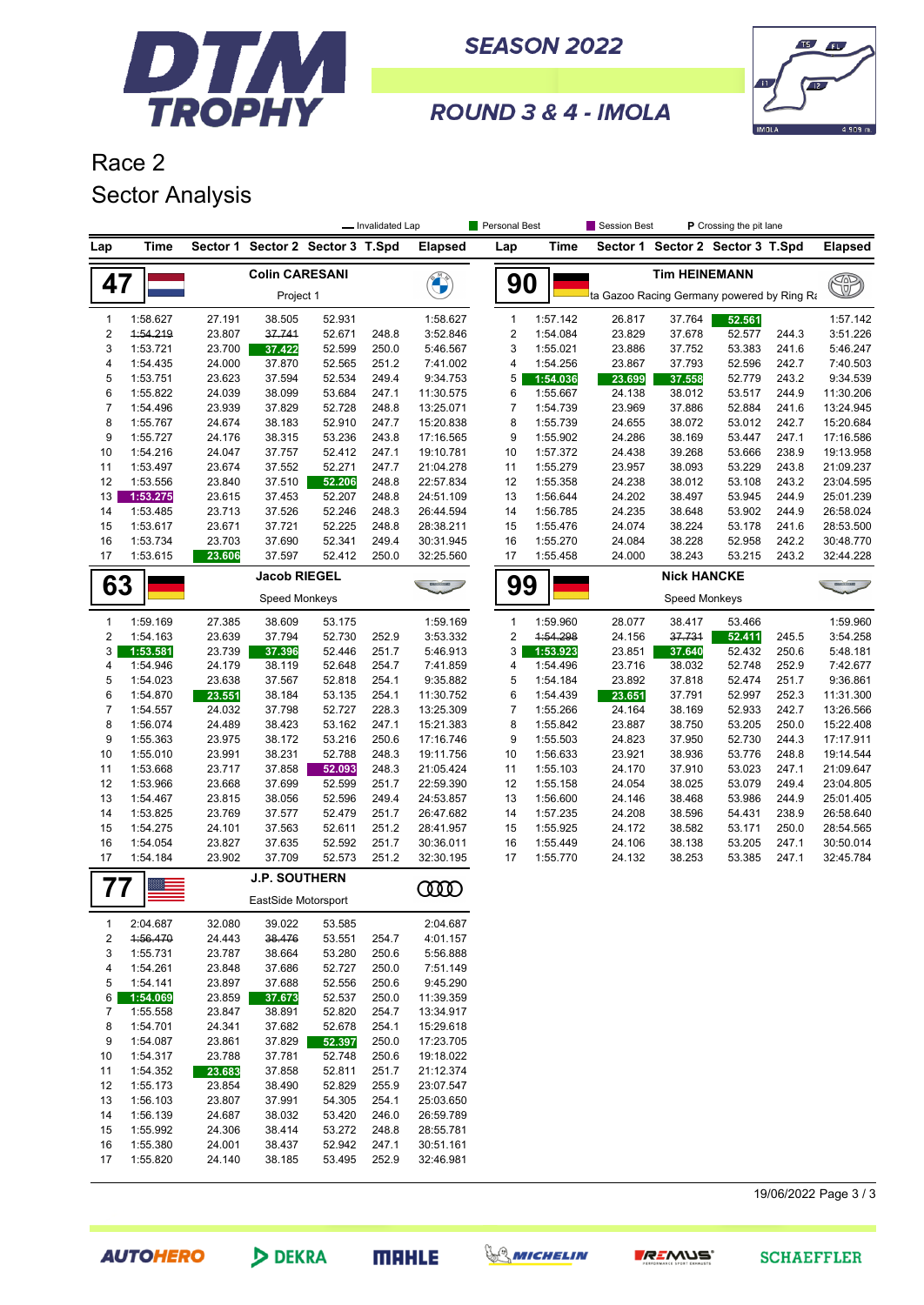# DTM TROPHY

SEASON 2022

ROUND 3 & 4 - IMOLA

## Race 2

## Sector Analysis

— Invalidated Lap | Personal Best | Session Best | P Crossing the pit lane

### 47 Colin CARESANI — Project 1

| Lap | Time | Sector 1 | Sector 2 | Sector 3 | T.Spd | Elapsed |
|---|---|---|---|---|---|---|
| 1 | 1:58.627 | 27.191 | 38.505 | 52.931 | | 1:58.627 |
| 2 | 1:54.219 | 23.807 | 37.741 | 52.671 | 248.8 | 3:52.846 |
| 3 | 1:53.721 | 23.700 | 37.422 | 52.599 | 250.0 | 5:46.567 |
| 4 | 1:54.435 | 24.000 | 37.870 | 52.565 | 251.2 | 7:41.002 |
| 5 | 1:53.751 | 23.623 | 37.594 | 52.534 | 249.4 | 9:34.753 |
| 6 | 1:55.822 | 24.039 | 38.099 | 53.684 | 247.1 | 11:30.575 |
| 7 | 1:54.496 | 23.939 | 37.829 | 52.728 | 248.8 | 13:25.071 |
| 8 | 1:55.767 | 24.674 | 38.183 | 52.910 | 247.7 | 15:20.838 |
| 9 | 1:55.727 | 24.176 | 38.315 | 53.236 | 243.8 | 17:16.565 |
| 10 | 1:54.216 | 24.047 | 37.757 | 52.412 | 247.1 | 19:10.781 |
| 11 | 1:53.497 | 23.674 | 37.552 | 52.271 | 247.7 | 21:04.278 |
| 12 | 1:53.556 | 23.840 | 37.510 | 52.206 | 248.8 | 22:57.834 |
| 13 | 1:53.275 | 23.615 | 37.453 | 52.207 | 248.8 | 24:51.109 |
| 14 | 1:53.485 | 23.713 | 37.526 | 52.246 | 248.3 | 26:44.594 |
| 15 | 1:53.617 | 23.671 | 37.721 | 52.225 | 248.8 | 28:38.211 |
| 16 | 1:53.734 | 23.703 | 37.690 | 52.341 | 249.4 | 30:31.945 |
| 17 | 1:53.615 | 23.606 | 37.597 | 52.412 | 250.0 | 32:25.560 |

### 90 Tim HEINEMANN — Toyota Gazoo Racing Germany powered by Ring Ra

| Lap | Time | Sector 1 | Sector 2 | Sector 3 | T.Spd | Elapsed |
|---|---|---|---|---|---|---|
| 1 | 1:57.142 | 26.817 | 37.764 | 52.561 | | 1:57.142 |
| 2 | 1:54.084 | 23.829 | 37.678 | 52.577 | 244.3 | 3:51.226 |
| 3 | 1:55.021 | 23.886 | 37.752 | 53.383 | 241.6 | 5:46.247 |
| 4 | 1:54.256 | 23.867 | 37.793 | 52.596 | 242.7 | 7:40.503 |
| 5 | 1:54.036 | 23.699 | 37.558 | 52.779 | 243.2 | 9:34.539 |
| 6 | 1:55.667 | 24.138 | 38.012 | 53.517 | 244.9 | 11:30.206 |
| 7 | 1:54.739 | 23.969 | 37.886 | 52.884 | 241.6 | 13:24.945 |
| 8 | 1:55.739 | 24.655 | 38.072 | 53.012 | 242.7 | 15:20.684 |
| 9 | 1:55.902 | 24.286 | 38.169 | 53.447 | 247.1 | 17:16.586 |
| 10 | 1:57.372 | 24.438 | 39.268 | 53.666 | 238.9 | 19:13.958 |
| 11 | 1:55.279 | 23.957 | 38.093 | 53.229 | 243.8 | 21:09.237 |
| 12 | 1:55.358 | 24.238 | 38.012 | 53.108 | 243.2 | 23:04.595 |
| 13 | 1:56.644 | 24.202 | 38.497 | 53.945 | 244.9 | 25:01.239 |
| 14 | 1:56.785 | 24.235 | 38.648 | 53.902 | 244.9 | 26:58.024 |
| 15 | 1:55.476 | 24.074 | 38.224 | 53.178 | 241.6 | 28:53.500 |
| 16 | 1:55.270 | 24.084 | 38.228 | 52.958 | 242.2 | 30:48.770 |
| 17 | 1:55.458 | 24.000 | 38.243 | 53.215 | 243.2 | 32:44.228 |

### 63 Jacob RIEGEL — Speed Monkeys

| Lap | Time | Sector 1 | Sector 2 | Sector 3 | T.Spd | Elapsed |
|---|---|---|---|---|---|---|
| 1 | 1:59.169 | 27.385 | 38.609 | 53.175 | | 1:59.169 |
| 2 | 1:54.163 | 23.639 | 37.794 | 52.730 | 252.9 | 3:53.332 |
| 3 | 1:53.581 | 23.739 | 37.396 | 52.446 | 251.7 | 5:46.913 |
| 4 | 1:54.946 | 24.179 | 38.119 | 52.648 | 254.7 | 7:41.859 |
| 5 | 1:54.023 | 23.638 | 37.567 | 52.818 | 254.1 | 9:35.882 |
| 6 | 1:54.870 | 23.551 | 38.184 | 53.135 | 254.1 | 11:30.752 |
| 7 | 1:54.557 | 24.032 | 37.798 | 52.727 | 228.3 | 13:25.309 |
| 8 | 1:56.074 | 24.489 | 38.423 | 53.162 | 247.1 | 15:21.383 |
| 9 | 1:55.363 | 23.975 | 38.172 | 53.216 | 250.6 | 17:16.746 |
| 10 | 1:55.010 | 23.991 | 38.231 | 52.788 | 248.3 | 19:11.756 |
| 11 | 1:53.668 | 23.717 | 37.858 | 52.093 | 248.3 | 21:05.424 |
| 12 | 1:53.966 | 23.668 | 37.699 | 52.599 | 251.7 | 22:59.390 |
| 13 | 1:54.467 | 23.815 | 38.056 | 52.596 | 249.4 | 24:53.857 |
| 14 | 1:53.825 | 23.769 | 37.577 | 52.479 | 251.7 | 26:47.682 |
| 15 | 1:54.275 | 24.101 | 37.563 | 52.611 | 251.2 | 28:41.957 |
| 16 | 1:54.054 | 23.827 | 37.635 | 52.592 | 251.7 | 30:36.011 |
| 17 | 1:54.184 | 23.902 | 37.709 | 52.573 | 251.2 | 32:30.195 |

### 99 Nick HANCKE — Speed Monkeys

| Lap | Time | Sector 1 | Sector 2 | Sector 3 | T.Spd | Elapsed |
|---|---|---|---|---|---|---|
| 1 | 1:59.960 | 28.077 | 38.417 | 53.466 | | 1:59.960 |
| 2 | 1:54.298 | 24.156 | 37.731 | 52.411 | 245.5 | 3:54.258 |
| 3 | 1:53.923 | 23.851 | 37.640 | 52.432 | 250.6 | 5:48.181 |
| 4 | 1:54.496 | 23.716 | 38.032 | 52.748 | 252.9 | 7:42.677 |
| 5 | 1:54.184 | 23.892 | 37.818 | 52.474 | 251.7 | 9:36.861 |
| 6 | 1:54.439 | 23.651 | 37.791 | 52.997 | 252.3 | 11:31.300 |
| 7 | 1:55.266 | 24.164 | 38.169 | 52.933 | 242.7 | 13:26.566 |
| 8 | 1:55.842 | 23.887 | 38.750 | 53.205 | 250.0 | 15:22.408 |
| 9 | 1:55.503 | 24.823 | 37.950 | 52.730 | 244.3 | 17:17.911 |
| 10 | 1:56.633 | 23.921 | 38.936 | 53.776 | 248.8 | 19:14.544 |
| 11 | 1:55.103 | 24.170 | 37.910 | 53.023 | 247.1 | 21:09.647 |
| 12 | 1:55.158 | 24.054 | 38.025 | 53.079 | 249.4 | 23:04.805 |
| 13 | 1:56.600 | 24.146 | 38.468 | 53.986 | 244.9 | 25:01.405 |
| 14 | 1:57.235 | 24.208 | 38.596 | 54.431 | 238.9 | 26:58.640 |
| 15 | 1:55.925 | 24.172 | 38.582 | 53.171 | 250.0 | 28:54.565 |
| 16 | 1:55.449 | 24.106 | 38.138 | 53.205 | 247.1 | 30:50.014 |
| 17 | 1:55.770 | 24.132 | 38.253 | 53.385 | 247.1 | 32:45.784 |

### 77 J.P. SOUTHERN — EastSide Motorsport

| Lap | Time | Sector 1 | Sector 2 | Sector 3 | T.Spd | Elapsed |
|---|---|---|---|---|---|---|
| 1 | 2:04.687 | 32.080 | 39.022 | 53.585 | | 2:04.687 |
| 2 | 1:56.470 | 24.443 | 38.476 | 53.551 | 254.7 | 4:01.157 |
| 3 | 1:55.731 | 23.787 | 38.664 | 53.280 | 250.6 | 5:56.888 |
| 4 | 1:54.261 | 23.848 | 37.686 | 52.727 | 250.0 | 7:51.149 |
| 5 | 1:54.141 | 23.897 | 37.688 | 52.556 | 250.6 | 9:45.290 |
| 6 | 1:54.069 | 23.859 | 37.673 | 52.537 | 250.0 | 11:39.359 |
| 7 | 1:55.558 | 23.847 | 38.891 | 52.820 | 254.7 | 13:34.917 |
| 8 | 1:54.701 | 24.341 | 37.682 | 52.678 | 254.1 | 15:29.618 |
| 9 | 1:54.087 | 23.861 | 37.829 | 52.397 | 250.0 | 17:23.705 |
| 10 | 1:54.317 | 23.788 | 37.781 | 52.748 | 250.6 | 19:18.022 |
| 11 | 1:54.352 | 23.683 | 37.858 | 52.811 | 251.7 | 21:12.374 |
| 12 | 1:55.173 | 23.854 | 38.490 | 52.829 | 255.9 | 23:07.547 |
| 13 | 1:56.103 | 23.807 | 37.991 | 54.305 | 254.1 | 25:03.650 |
| 14 | 1:56.139 | 24.687 | 38.032 | 53.420 | 246.0 | 26:59.789 |
| 15 | 1:55.992 | 24.306 | 38.414 | 53.272 | 248.8 | 28:55.781 |
| 16 | 1:55.380 | 24.001 | 38.437 | 52.942 | 247.1 | 30:51.161 |
| 17 | 1:55.820 | 24.140 | 38.185 | 53.495 | 252.9 | 32:46.981 |

19/06/2022

AUTOHERO | DEKRA | MAHLE | MICHELIN | REMUS | SCHAEFFLER